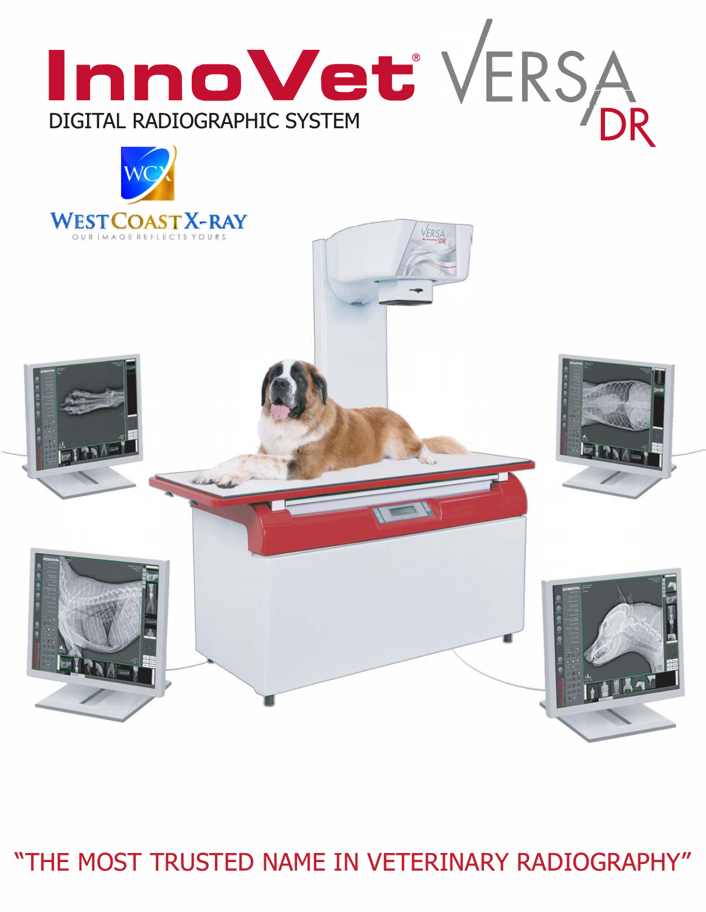# InnoVet® VERSA DR

DIGITAL RADIOGRAPHIC SYSTEM

WEST COAST X-RAY

OUR IMAGE REFLECTS YOURS

"THE MOST TRUSTED NAME IN VETERINARY RADIOGRAPHY"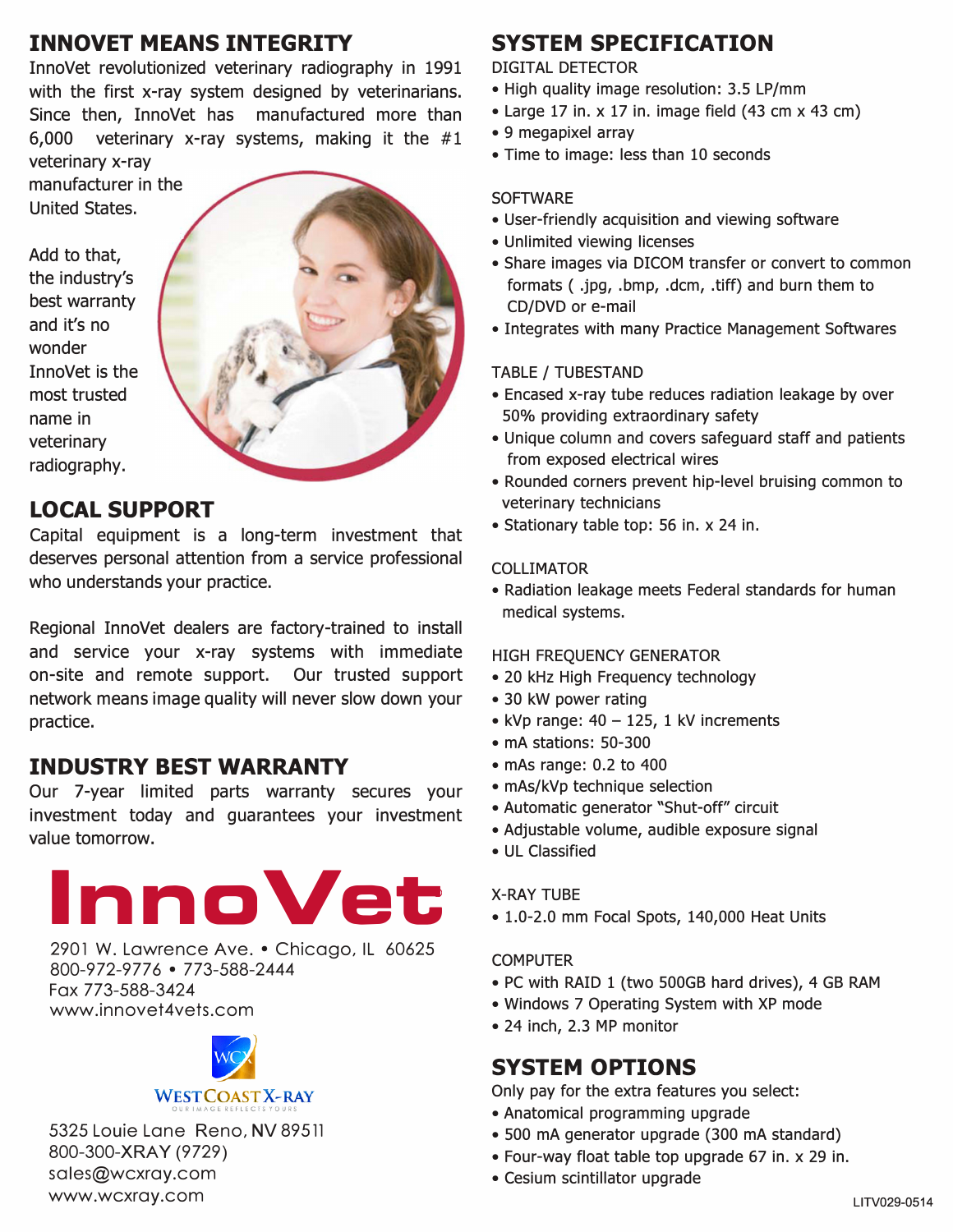## INNOVET MEANS INTEGRITY

InnoVet revolutionized veterinary radiography in 1991 with the first x-ray system designed by veterinarians. Since then, InnoVet has manufactured more than 6,000 veterinary x-ray systems, making it the #1 veterinary x-ray manufacturer in the United States.

Add to that, the industry's best warranty and it's no wonder InnoVet is the most trusted name in veterinary radiography.

## LOCAL SUPPORT

Capital equipment is a long-term investment that deserves personal attention from a service professional who understands your practice.

Regional InnoVet dealers are factory-trained to install and service your x-ray systems with immediate on-site and remote support. Our trusted support network means image quality will never slow down your practice.

## INDUSTRY BEST WARRANTY

Our 7-year limited parts warranty secures your investment today and guarantees your investment value tomorrow.

**InnoVet**

2901 W. Lawrence Ave. • Chicago, IL 60625
800-972-9776 • 773-588-2444
Fax 773-588-3424
www.innovet4vets.com

WESTCOAST X-RAY
OUR IMAGE REFLECTS YOURS

5325 Louie Lane Reno, NV 89511
800-300-XRAY (9729)
sales@wcxray.com
www.wcxray.com

## SYSTEM SPECIFICATION

DIGITAL DETECTOR

- High quality image resolution: 3.5 LP/mm
- Large 17 in. x 17 in. image field (43 cm x 43 cm)
- 9 megapixel array
- Time to image: less than 10 seconds

SOFTWARE

- User-friendly acquisition and viewing software
- Unlimited viewing licenses
- Share images via DICOM transfer or convert to common formats ( .jpg, .bmp, .dcm, .tiff) and burn them to CD/DVD or e-mail
- Integrates with many Practice Management Softwares

TABLE / TUBESTAND

- Encased x-ray tube reduces radiation leakage by over 50% providing extraordinary safety
- Unique column and covers safeguard staff and patients from exposed electrical wires
- Rounded corners prevent hip-level bruising common to veterinary technicians
- Stationary table top: 56 in. x 24 in.

COLLIMATOR

- Radiation leakage meets Federal standards for human medical systems.

HIGH FREQUENCY GENERATOR

- 20 kHz High Frequency technology
- 30 kW power rating
- kVp range: 40 – 125, 1 kV increments
- mA stations: 50-300
- mAs range: 0.2 to 400
- mAs/kVp technique selection
- Automatic generator "Shut-off" circuit
- Adjustable volume, audible exposure signal
- UL Classified

X-RAY TUBE

- 1.0-2.0 mm Focal Spots, 140,000 Heat Units

COMPUTER

- PC with RAID 1 (two 500GB hard drives), 4 GB RAM
- Windows 7 Operating System with XP mode
- 24 inch, 2.3 MP monitor

## SYSTEM OPTIONS

Only pay for the extra features you select:

- Anatomical programming upgrade
- 500 mA generator upgrade (300 mA standard)
- Four-way float table top upgrade 67 in. x 29 in.
- Cesium scintillator upgrade

LITV029-0514